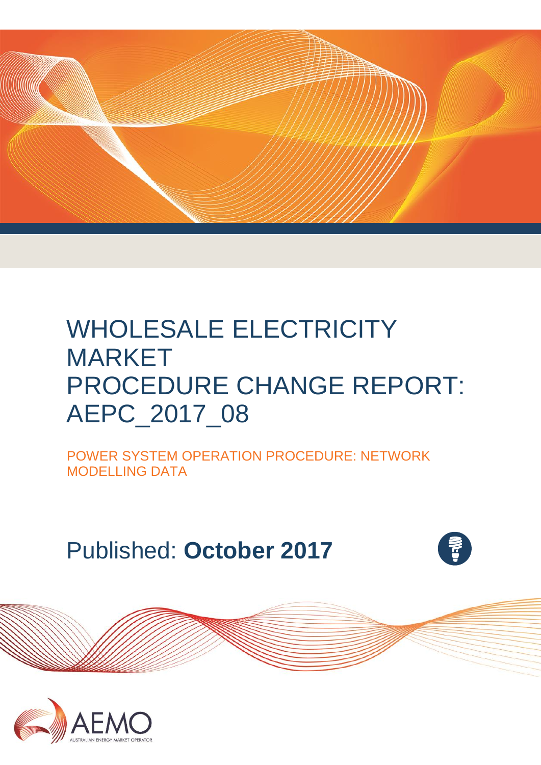# WHOLESALE ELECTRICITY MARKET PROCEDURE CHANGE REPORT: AEPC_2017_08

## POWER SYSTEM OPERATION PROCEDURE: NETWORK MODELLING DATA

Published: **October 2017**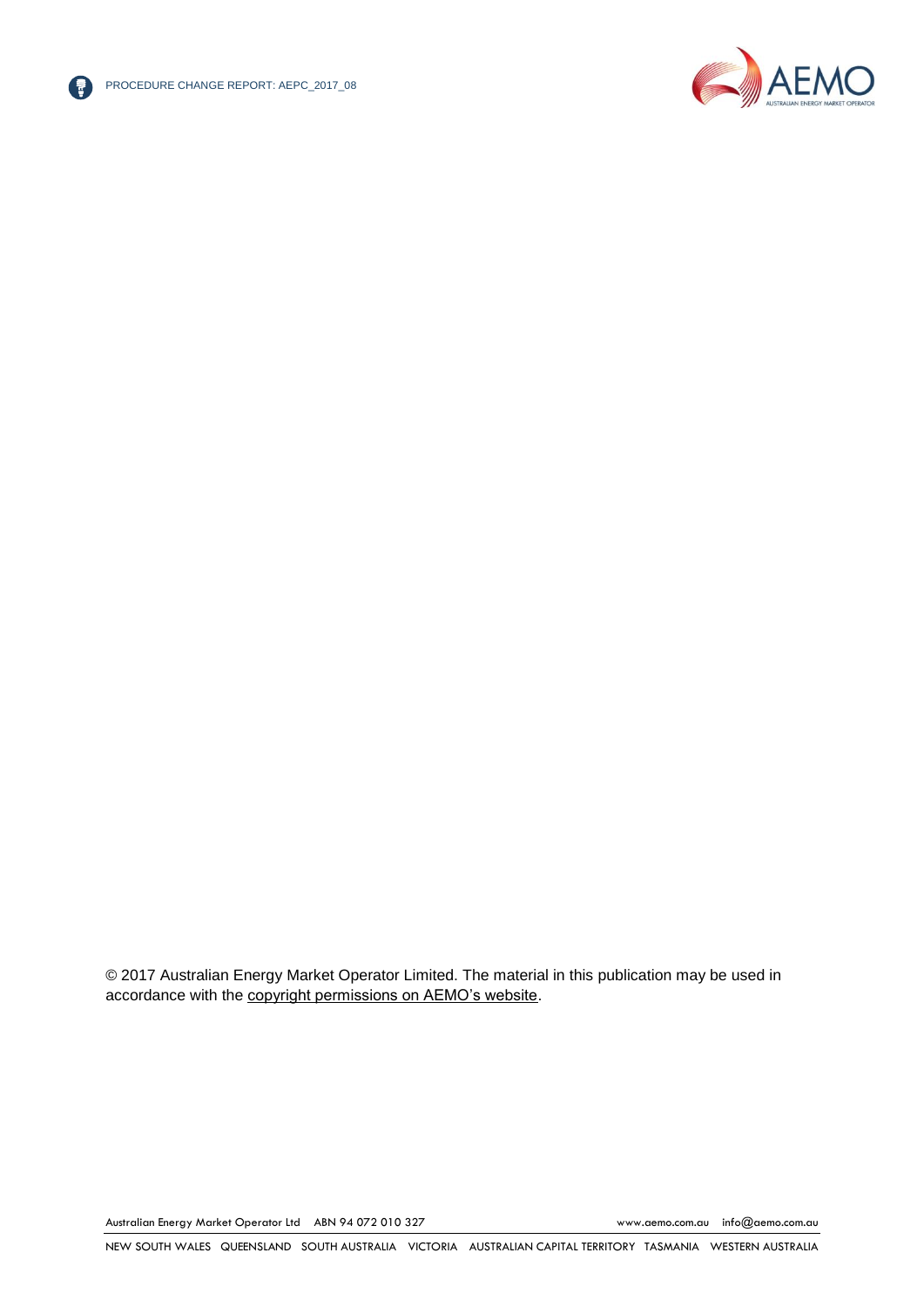© 2017 Australian Energy Market Operator Limited. The material in this publication may be used in accordance with the copyright permissions on AEMO's website.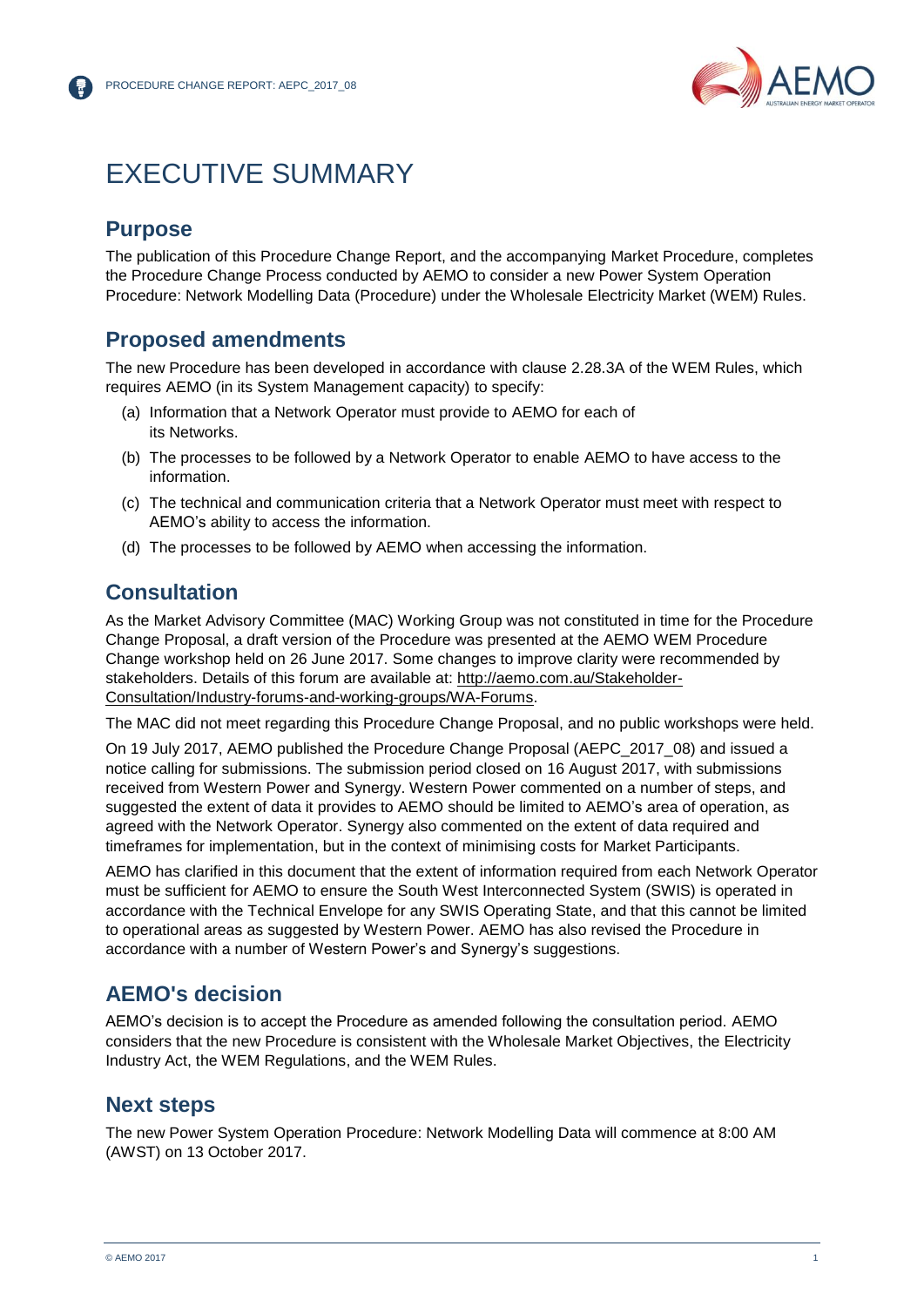# EXECUTIVE SUMMARY

## Purpose

The publication of this Procedure Change Report, and the accompanying Market Procedure, completes the Procedure Change Process conducted by AEMO to consider a new Power System Operation Procedure: Network Modelling Data (Procedure) under the Wholesale Electricity Market (WEM) Rules.

## Proposed amendments

The new Procedure has been developed in accordance with clause 2.28.3A of the WEM Rules, which requires AEMO (in its System Management capacity) to specify:

(a) Information that a Network Operator must provide to AEMO for each of its Networks.

(b) The processes to be followed by a Network Operator to enable AEMO to have access to the information.

(c) The technical and communication criteria that a Network Operator must meet with respect to AEMO's ability to access the information.

(d) The processes to be followed by AEMO when accessing the information.

## Consultation

As the Market Advisory Committee (MAC) Working Group was not constituted in time for the Procedure Change Proposal, a draft version of the Procedure was presented at the AEMO WEM Procedure Change workshop held on 26 June 2017. Some changes to improve clarity were recommended by stakeholders. Details of this forum are available at: http://aemo.com.au/Stakeholder-Consultation/Industry-forums-and-working-groups/WA-Forums.

The MAC did not meet regarding this Procedure Change Proposal, and no public workshops were held.

On 19 July 2017, AEMO published the Procedure Change Proposal (AEPC_2017_08) and issued a notice calling for submissions. The submission period closed on 16 August 2017, with submissions received from Western Power and Synergy. Western Power commented on a number of steps, and suggested the extent of data it provides to AEMO should be limited to AEMO's area of operation, as agreed with the Network Operator. Synergy also commented on the extent of data required and timeframes for implementation, but in the context of minimising costs for Market Participants.

AEMO has clarified in this document that the extent of information required from each Network Operator must be sufficient for AEMO to ensure the South West Interconnected System (SWIS) is operated in accordance with the Technical Envelope for any SWIS Operating State, and that this cannot be limited to operational areas as suggested by Western Power. AEMO has also revised the Procedure in accordance with a number of Western Power's and Synergy's suggestions.

## AEMO's decision

AEMO's decision is to accept the Procedure as amended following the consultation period. AEMO considers that the new Procedure is consistent with the Wholesale Market Objectives, the Electricity Industry Act, the WEM Regulations, and the WEM Rules.

## Next steps

The new Power System Operation Procedure: Network Modelling Data will commence at 8:00 AM (AWST) on 13 October 2017.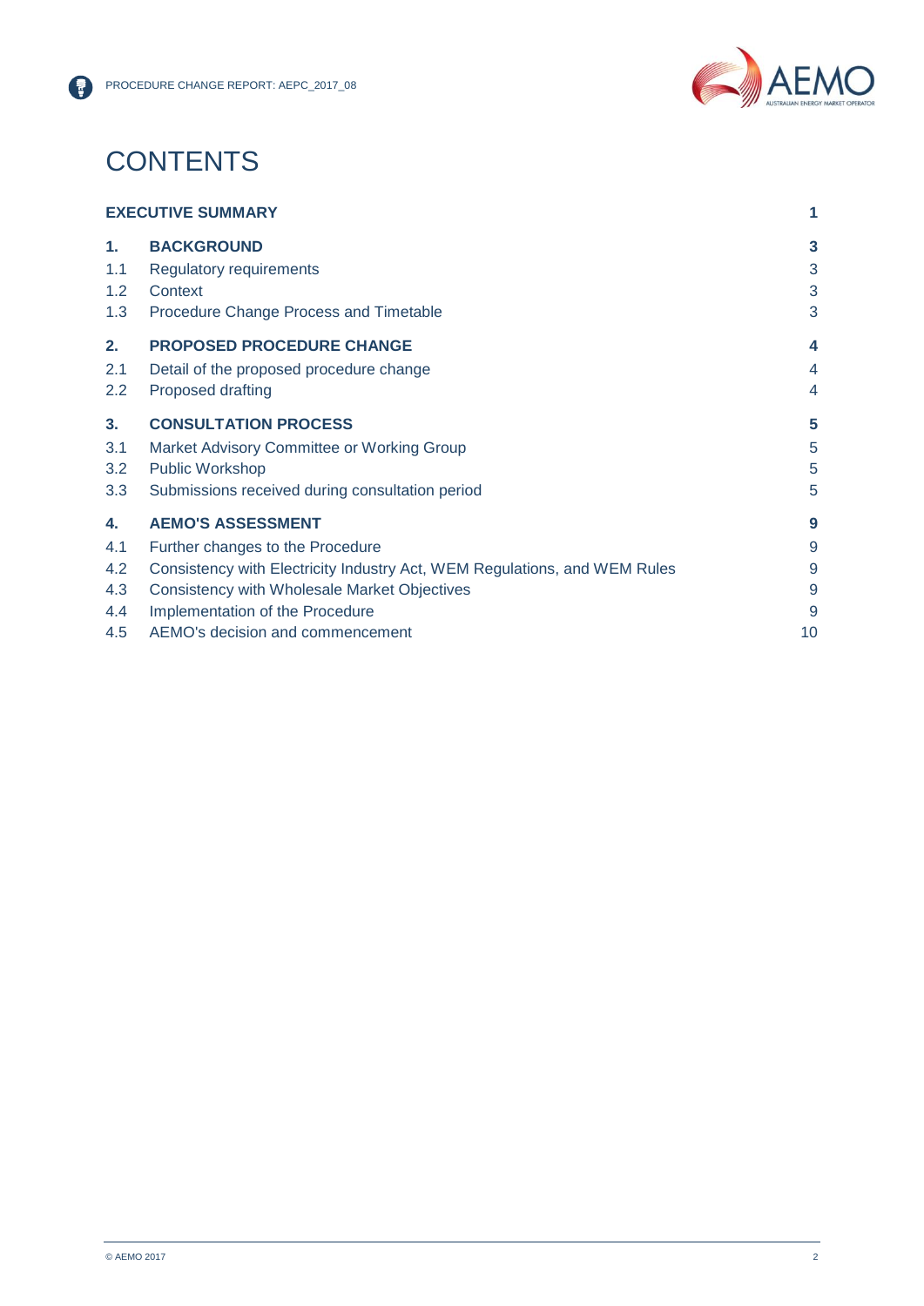# CONTENTS

| | | |
|---|---|---|
| **EXECUTIVE SUMMARY** | | **1** |
| **1.** | **BACKGROUND** | **3** |
| 1.1 | Regulatory requirements | 3 |
| 1.2 | Context | 3 |
| 1.3 | Procedure Change Process and Timetable | 3 |
| **2.** | **PROPOSED PROCEDURE CHANGE** | **4** |
| 2.1 | Detail of the proposed procedure change | 4 |
| 2.2 | Proposed drafting | 4 |
| **3.** | **CONSULTATION PROCESS** | **5** |
| 3.1 | Market Advisory Committee or Working Group | 5 |
| 3.2 | Public Workshop | 5 |
| 3.3 | Submissions received during consultation period | 5 |
| **4.** | **AEMO'S ASSESSMENT** | **9** |
| 4.1 | Further changes to the Procedure | 9 |
| 4.2 | Consistency with Electricity Industry Act, WEM Regulations, and WEM Rules | 9 |
| 4.3 | Consistency with Wholesale Market Objectives | 9 |
| 4.4 | Implementation of the Procedure | 9 |
| 4.5 | AEMO's decision and commencement | 10 |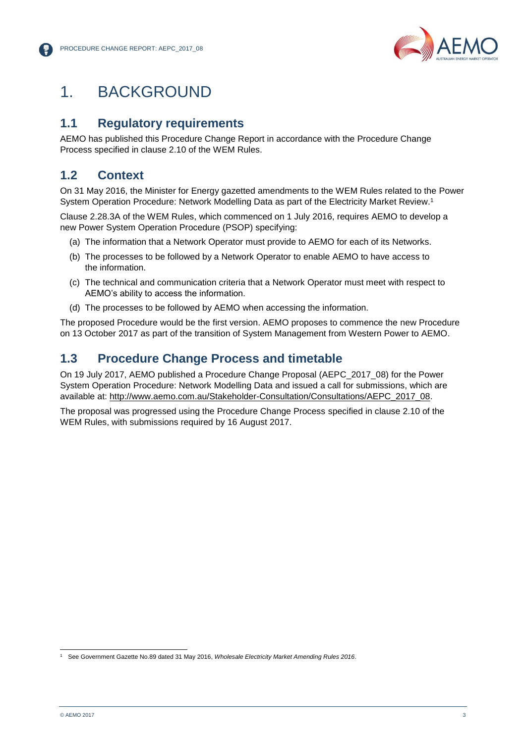# 1. BACKGROUND

## 1.1 Regulatory requirements

AEMO has published this Procedure Change Report in accordance with the Procedure Change Process specified in clause 2.10 of the WEM Rules.

## 1.2 Context

On 31 May 2016, the Minister for Energy gazetted amendments to the WEM Rules related to the Power System Operation Procedure: Network Modelling Data as part of the Electricity Market Review.[1]

Clause 2.28.3A of the WEM Rules, which commenced on 1 July 2016, requires AEMO to develop a new Power System Operation Procedure (PSOP) specifying:

(a) The information that a Network Operator must provide to AEMO for each of its Networks.

(b) The processes to be followed by a Network Operator to enable AEMO to have access to the information.

(c) The technical and communication criteria that a Network Operator must meet with respect to AEMO's ability to access the information.

(d) The processes to be followed by AEMO when accessing the information.

The proposed Procedure would be the first version. AEMO proposes to commence the new Procedure on 13 October 2017 as part of the transition of System Management from Western Power to AEMO.

## 1.3 Procedure Change Process and timetable

On 19 July 2017, AEMO published a Procedure Change Proposal (AEPC_2017_08) for the Power System Operation Procedure: Network Modelling Data and issued a call for submissions, which are available at: http://www.aemo.com.au/Stakeholder-Consultation/Consultations/AEPC_2017_08.

The proposal was progressed using the Procedure Change Process specified in clause 2.10 of the WEM Rules, with submissions required by 16 August 2017.

---

[1] See Government Gazette No.89 dated 31 May 2016, *Wholesale Electricity Market Amending Rules 2016*.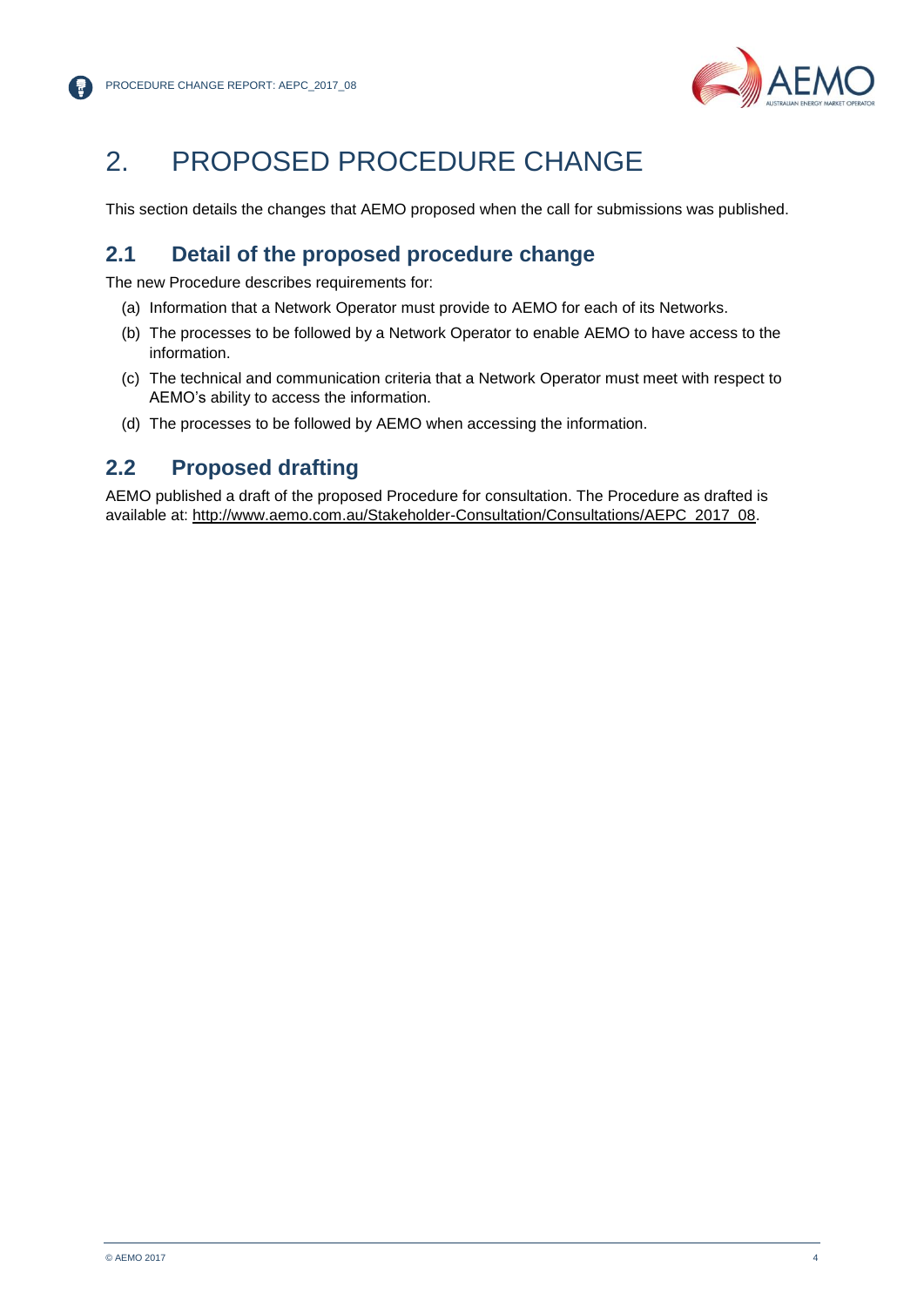# 2. PROPOSED PROCEDURE CHANGE

This section details the changes that AEMO proposed when the call for submissions was published.

## 2.1 Detail of the proposed procedure change

The new Procedure describes requirements for:

(a) Information that a Network Operator must provide to AEMO for each of its Networks.

(b) The processes to be followed by a Network Operator to enable AEMO to have access to the information.

(c) The technical and communication criteria that a Network Operator must meet with respect to AEMO's ability to access the information.

(d) The processes to be followed by AEMO when accessing the information.

## 2.2 Proposed drafting

AEMO published a draft of the proposed Procedure for consultation. The Procedure as drafted is available at: http://www.aemo.com.au/Stakeholder-Consultation/Consultations/AEPC_2017_08.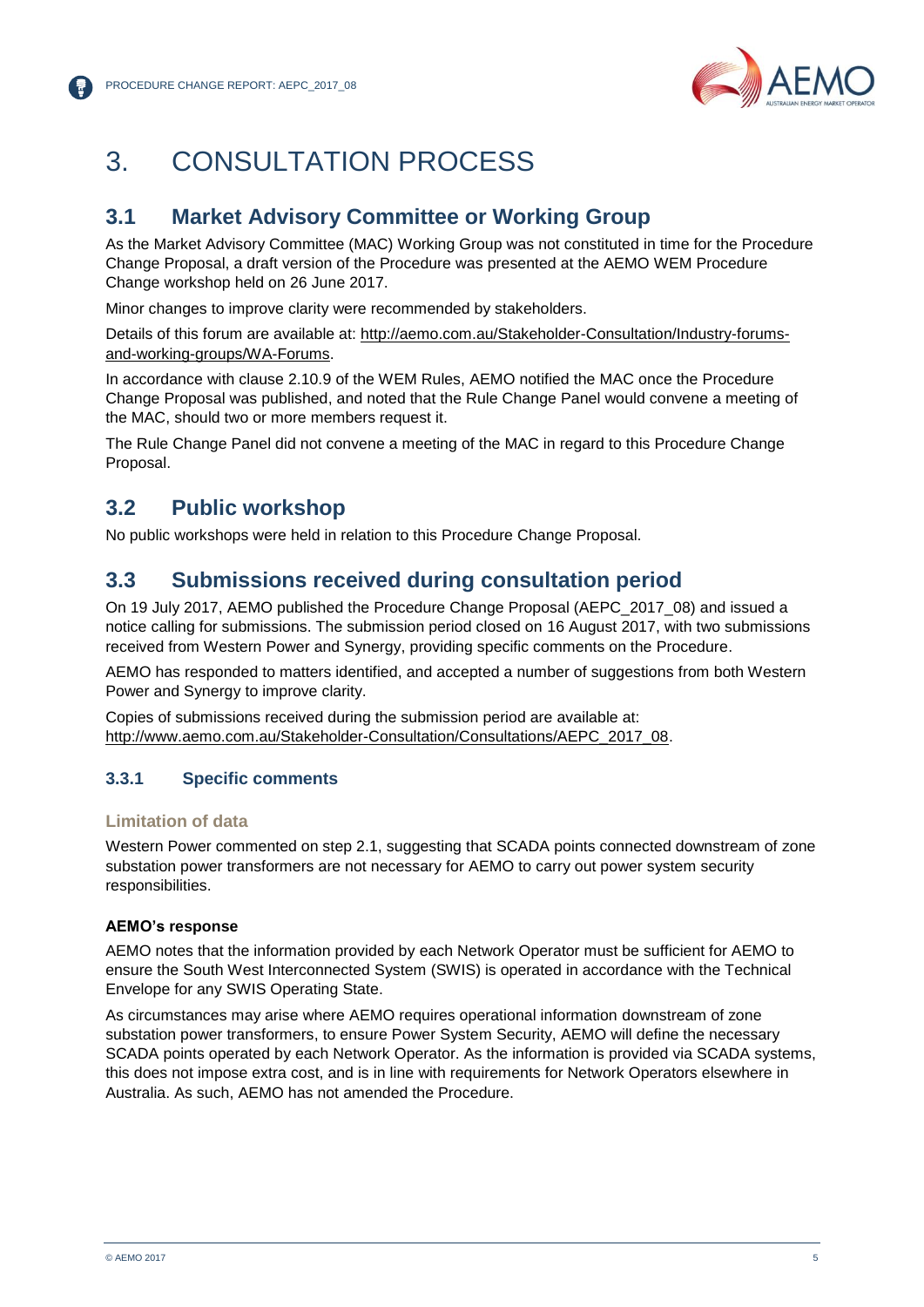# 3. CONSULTATION PROCESS

## 3.1 Market Advisory Committee or Working Group

As the Market Advisory Committee (MAC) Working Group was not constituted in time for the Procedure Change Proposal, a draft version of the Procedure was presented at the AEMO WEM Procedure Change workshop held on 26 June 2017.

Minor changes to improve clarity were recommended by stakeholders.

Details of this forum are available at: http://aemo.com.au/Stakeholder-Consultation/Industry-forums-and-working-groups/WA-Forums.

In accordance with clause 2.10.9 of the WEM Rules, AEMO notified the MAC once the Procedure Change Proposal was published, and noted that the Rule Change Panel would convene a meeting of the MAC, should two or more members request it.

The Rule Change Panel did not convene a meeting of the MAC in regard to this Procedure Change Proposal.

## 3.2 Public workshop

No public workshops were held in relation to this Procedure Change Proposal.

## 3.3 Submissions received during consultation period

On 19 July 2017, AEMO published the Procedure Change Proposal (AEPC_2017_08) and issued a notice calling for submissions. The submission period closed on 16 August 2017, with two submissions received from Western Power and Synergy, providing specific comments on the Procedure.

AEMO has responded to matters identified, and accepted a number of suggestions from both Western Power and Synergy to improve clarity.

Copies of submissions received during the submission period are available at: http://www.aemo.com.au/Stakeholder-Consultation/Consultations/AEPC_2017_08.

### 3.3.1 Specific comments

#### Limitation of data

Western Power commented on step 2.1, suggesting that SCADA points connected downstream of zone substation power transformers are not necessary for AEMO to carry out power system security responsibilities.

**AEMO's response**

AEMO notes that the information provided by each Network Operator must be sufficient for AEMO to ensure the South West Interconnected System (SWIS) is operated in accordance with the Technical Envelope for any SWIS Operating State.

As circumstances may arise where AEMO requires operational information downstream of zone substation power transformers, to ensure Power System Security, AEMO will define the necessary SCADA points operated by each Network Operator. As the information is provided via SCADA systems, this does not impose extra cost, and is in line with requirements for Network Operators elsewhere in Australia. As such, AEMO has not amended the Procedure.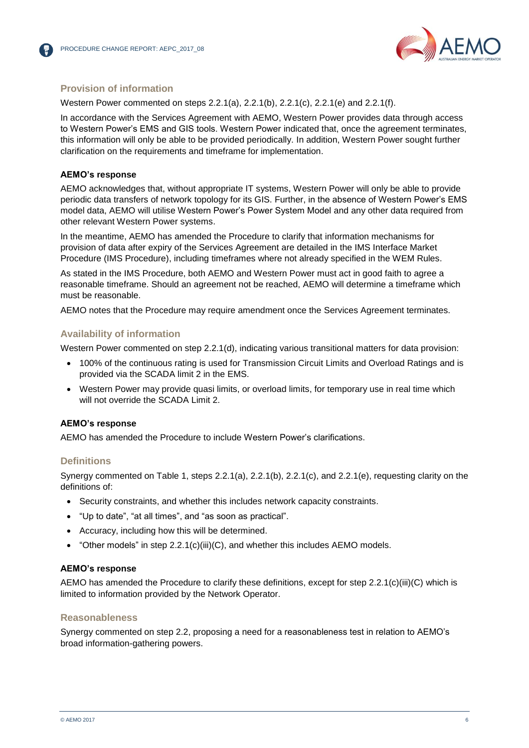### Provision of information

Western Power commented on steps 2.2.1(a), 2.2.1(b), 2.2.1(c), 2.2.1(e) and 2.2.1(f).

In accordance with the Services Agreement with AEMO, Western Power provides data through access to Western Power's EMS and GIS tools. Western Power indicated that, once the agreement terminates, this information will only be able to be provided periodically. In addition, Western Power sought further clarification on the requirements and timeframe for implementation.

**AEMO's response**

AEMO acknowledges that, without appropriate IT systems, Western Power will only be able to provide periodic data transfers of network topology for its GIS. Further, in the absence of Western Power's EMS model data, AEMO will utilise Western Power's Power System Model and any other data required from other relevant Western Power systems.

In the meantime, AEMO has amended the Procedure to clarify that information mechanisms for provision of data after expiry of the Services Agreement are detailed in the IMS Interface Market Procedure (IMS Procedure), including timeframes where not already specified in the WEM Rules.

As stated in the IMS Procedure, both AEMO and Western Power must act in good faith to agree a reasonable timeframe. Should an agreement not be reached, AEMO will determine a timeframe which must be reasonable.

AEMO notes that the Procedure may require amendment once the Services Agreement terminates.

### Availability of information

Western Power commented on step 2.2.1(d), indicating various transitional matters for data provision:

- 100% of the continuous rating is used for Transmission Circuit Limits and Overload Ratings and is provided via the SCADA limit 2 in the EMS.
- Western Power may provide quasi limits, or overload limits, for temporary use in real time which will not override the SCADA Limit 2.

**AEMO's response**

AEMO has amended the Procedure to include Western Power's clarifications.

### Definitions

Synergy commented on Table 1, steps 2.2.1(a), 2.2.1(b), 2.2.1(c), and 2.2.1(e), requesting clarity on the definitions of:

- Security constraints, and whether this includes network capacity constraints.
- "Up to date", "at all times", and "as soon as practical".
- Accuracy, including how this will be determined.
- "Other models" in step 2.2.1(c)(iii)(C), and whether this includes AEMO models.

**AEMO's response**

AEMO has amended the Procedure to clarify these definitions, except for step 2.2.1(c)(iii)(C) which is limited to information provided by the Network Operator.

### Reasonableness

Synergy commented on step 2.2, proposing a need for a reasonableness test in relation to AEMO's broad information-gathering powers.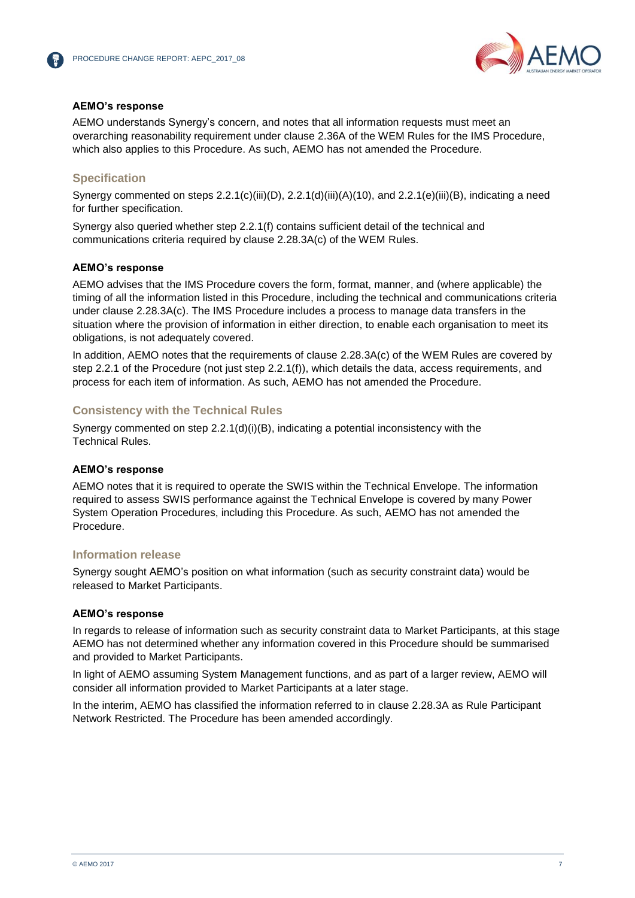#### AEMO's response

AEMO understands Synergy's concern, and notes that all information requests must meet an overarching reasonability requirement under clause 2.36A of the WEM Rules for the IMS Procedure, which also applies to this Procedure. As such, AEMO has not amended the Procedure.

### Specification

Synergy commented on steps 2.2.1(c)(iii)(D), 2.2.1(d)(iii)(A)(10), and 2.2.1(e)(iii)(B), indicating a need for further specification.

Synergy also queried whether step 2.2.1(f) contains sufficient detail of the technical and communications criteria required by clause 2.28.3A(c) of the WEM Rules.

#### AEMO's response

AEMO advises that the IMS Procedure covers the form, format, manner, and (where applicable) the timing of all the information listed in this Procedure, including the technical and communications criteria under clause 2.28.3A(c). The IMS Procedure includes a process to manage data transfers in the situation where the provision of information in either direction, to enable each organisation to meet its obligations, is not adequately covered.

In addition, AEMO notes that the requirements of clause 2.28.3A(c) of the WEM Rules are covered by step 2.2.1 of the Procedure (not just step 2.2.1(f)), which details the data, access requirements, and process for each item of information. As such, AEMO has not amended the Procedure.

### Consistency with the Technical Rules

Synergy commented on step 2.2.1(d)(i)(B), indicating a potential inconsistency with the Technical Rules.

#### AEMO's response

AEMO notes that it is required to operate the SWIS within the Technical Envelope. The information required to assess SWIS performance against the Technical Envelope is covered by many Power System Operation Procedures, including this Procedure. As such, AEMO has not amended the Procedure.

### Information release

Synergy sought AEMO's position on what information (such as security constraint data) would be released to Market Participants.

#### AEMO's response

In regards to release of information such as security constraint data to Market Participants, at this stage AEMO has not determined whether any information covered in this Procedure should be summarised and provided to Market Participants.

In light of AEMO assuming System Management functions, and as part of a larger review, AEMO will consider all information provided to Market Participants at a later stage.

In the interim, AEMO has classified the information referred to in clause 2.28.3A as Rule Participant Network Restricted. The Procedure has been amended accordingly.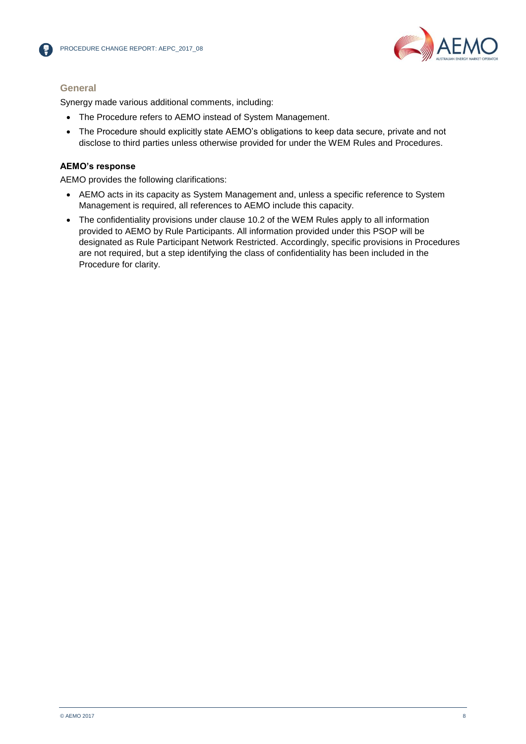### General

Synergy made various additional comments, including:

- The Procedure refers to AEMO instead of System Management.
- The Procedure should explicitly state AEMO's obligations to keep data secure, private and not disclose to third parties unless otherwise provided for under the WEM Rules and Procedures.

#### AEMO's response

AEMO provides the following clarifications:

- AEMO acts in its capacity as System Management and, unless a specific reference to System Management is required, all references to AEMO include this capacity.
- The confidentiality provisions under clause 10.2 of the WEM Rules apply to all information provided to AEMO by Rule Participants. All information provided under this PSOP will be designated as Rule Participant Network Restricted. Accordingly, specific provisions in Procedures are not required, but a step identifying the class of confidentiality has been included in the Procedure for clarity.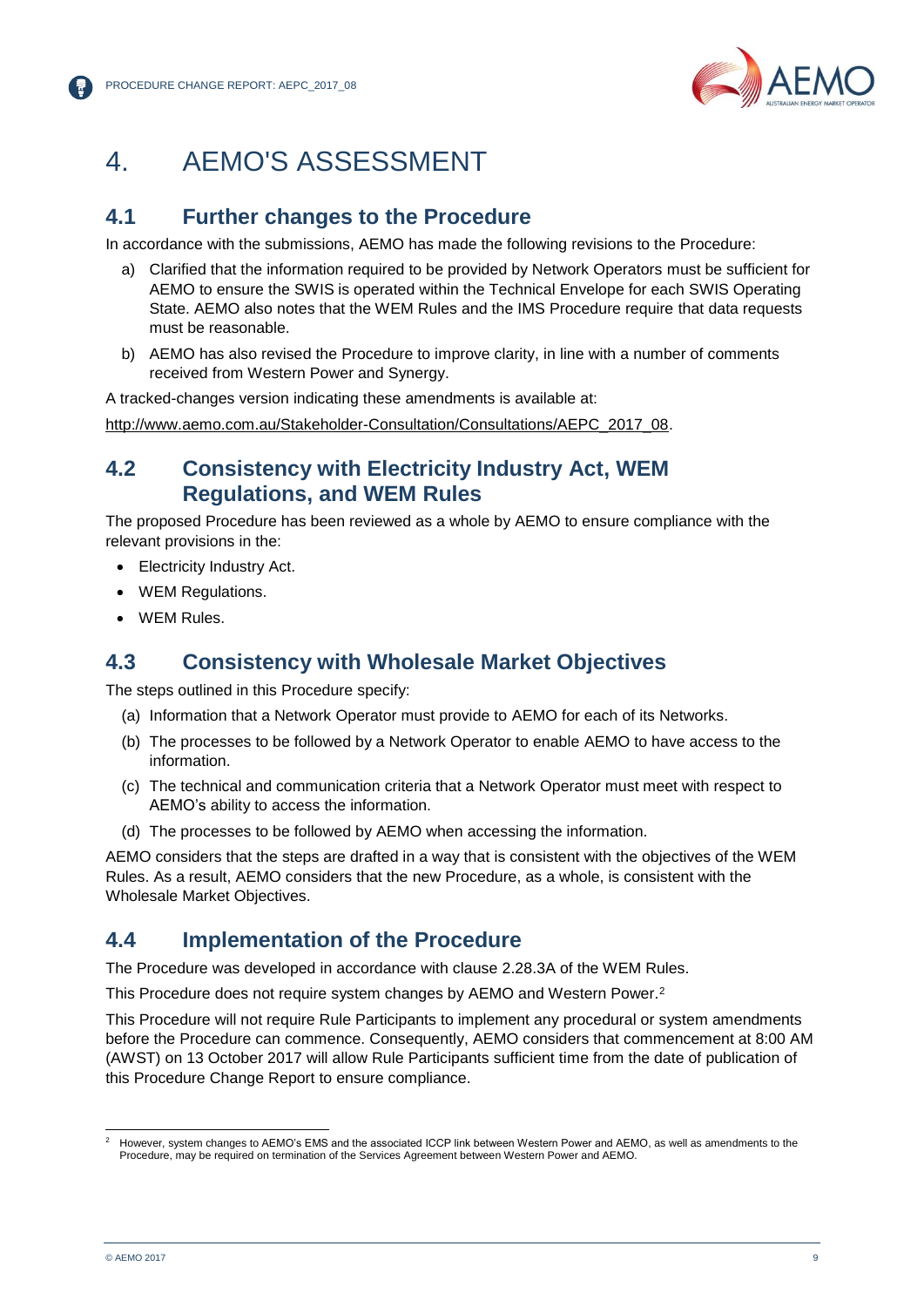# 4. AEMO'S ASSESSMENT

## 4.1 Further changes to the Procedure

In accordance with the submissions, AEMO has made the following revisions to the Procedure:

a) Clarified that the information required to be provided by Network Operators must be sufficient for AEMO to ensure the SWIS is operated within the Technical Envelope for each SWIS Operating State. AEMO also notes that the WEM Rules and the IMS Procedure require that data requests must be reasonable.

b) AEMO has also revised the Procedure to improve clarity, in line with a number of comments received from Western Power and Synergy.

A tracked-changes version indicating these amendments is available at:

http://www.aemo.com.au/Stakeholder-Consultation/Consultations/AEPC_2017_08.

## 4.2 Consistency with Electricity Industry Act, WEM Regulations, and WEM Rules

The proposed Procedure has been reviewed as a whole by AEMO to ensure compliance with the relevant provisions in the:

- Electricity Industry Act.
- WEM Regulations.
- WEM Rules.

## 4.3 Consistency with Wholesale Market Objectives

The steps outlined in this Procedure specify:

(a) Information that a Network Operator must provide to AEMO for each of its Networks.

(b) The processes to be followed by a Network Operator to enable AEMO to have access to the information.

(c) The technical and communication criteria that a Network Operator must meet with respect to AEMO's ability to access the information.

(d) The processes to be followed by AEMO when accessing the information.

AEMO considers that the steps are drafted in a way that is consistent with the objectives of the WEM Rules. As a result, AEMO considers that the new Procedure, as a whole, is consistent with the Wholesale Market Objectives.

## 4.4 Implementation of the Procedure

The Procedure was developed in accordance with clause 2.28.3A of the WEM Rules.

This Procedure does not require system changes by AEMO and Western Power.[2]

This Procedure will not require Rule Participants to implement any procedural or system amendments before the Procedure can commence. Consequently, AEMO considers that commencement at 8:00 AM (AWST) on 13 October 2017 will allow Rule Participants sufficient time from the date of publication of this Procedure Change Report to ensure compliance.

---

[2] However, system changes to AEMO's EMS and the associated ICCP link between Western Power and AEMO, as well as amendments to the Procedure, may be required on termination of the Services Agreement between Western Power and AEMO.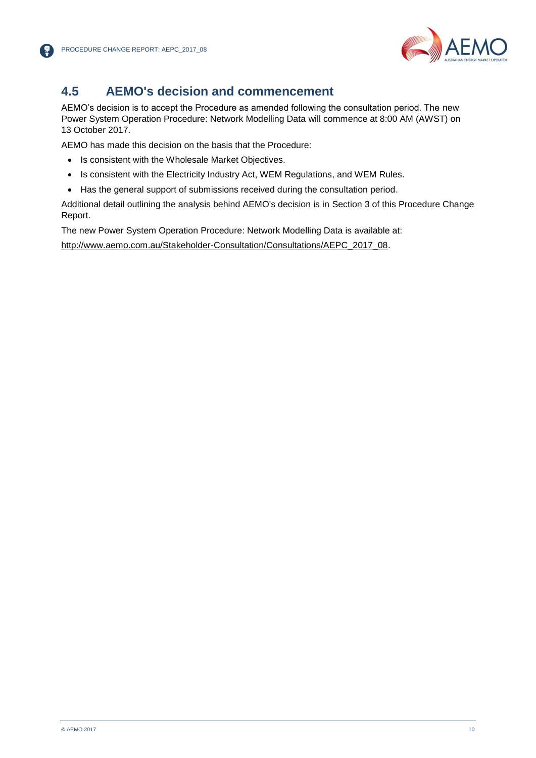## 4.5 AEMO's decision and commencement

AEMO's decision is to accept the Procedure as amended following the consultation period. The new Power System Operation Procedure: Network Modelling Data will commence at 8:00 AM (AWST) on 13 October 2017.

AEMO has made this decision on the basis that the Procedure:

- Is consistent with the Wholesale Market Objectives.
- Is consistent with the Electricity Industry Act, WEM Regulations, and WEM Rules.
- Has the general support of submissions received during the consultation period.

Additional detail outlining the analysis behind AEMO's decision is in Section 3 of this Procedure Change Report.

The new Power System Operation Procedure: Network Modelling Data is available at:

http://www.aemo.com.au/Stakeholder-Consultation/Consultations/AEPC_2017_08.